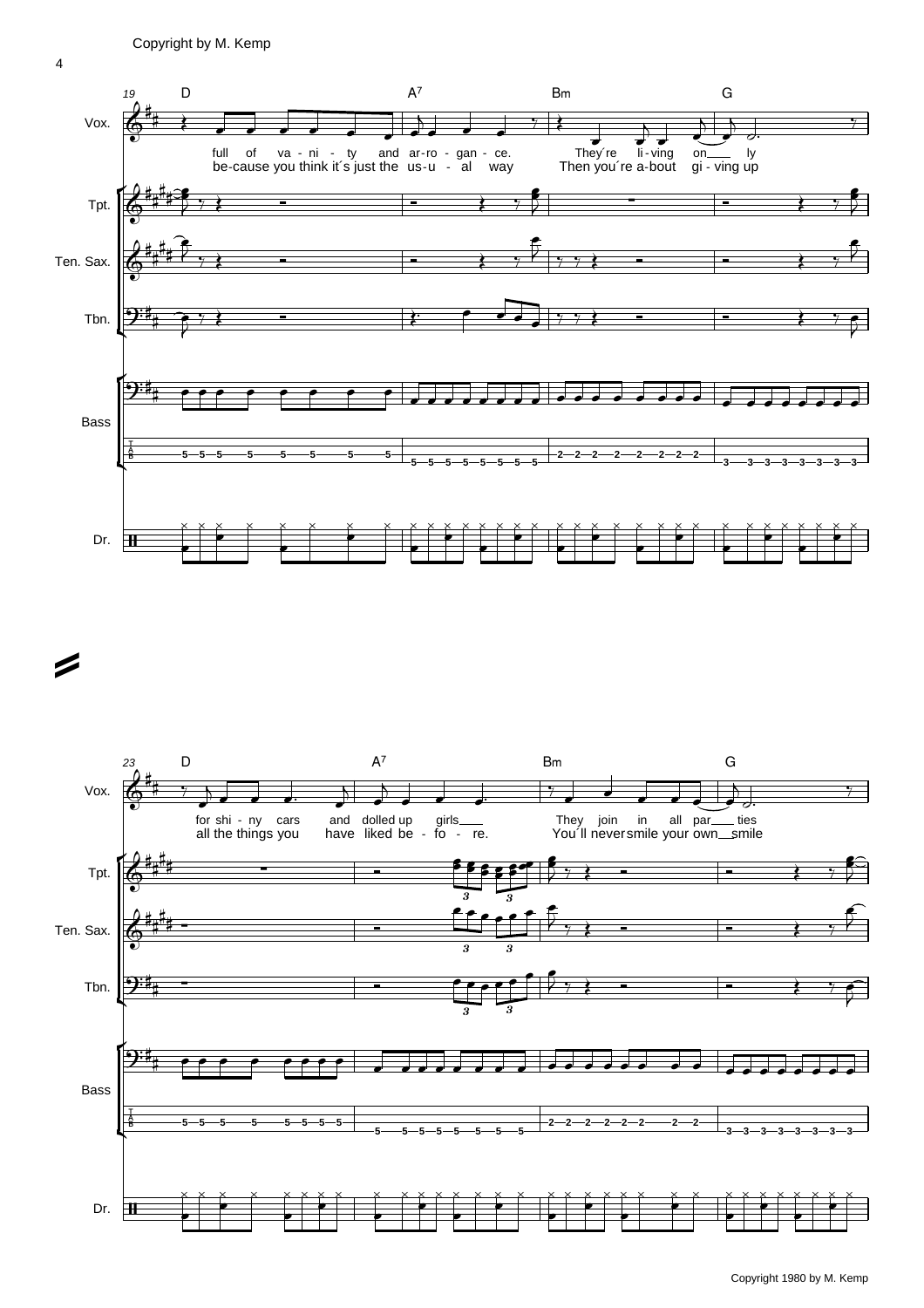Copyright by M. Kemp

19 D A7 Bm G

Vox.

full of va - ni - ty and ar-ro - gan - ce. They´re li-ving on___ ly
be-cause you think it´s just the us-u - al way Then you´re a-bout gi - ving up

Tpt.

Ten. Sax.

Tbn.

Bass

Dr.

23 D A7 Bm G

Vox.

for shi - ny cars and dolled up girls___ They join in all par___ ties
all the things you have liked be - fo - re. You´ll never smile your own__smile

Tpt.

Ten. Sax.

Tbn.

Bass

Dr.

Copyright 1980 by M. Kemp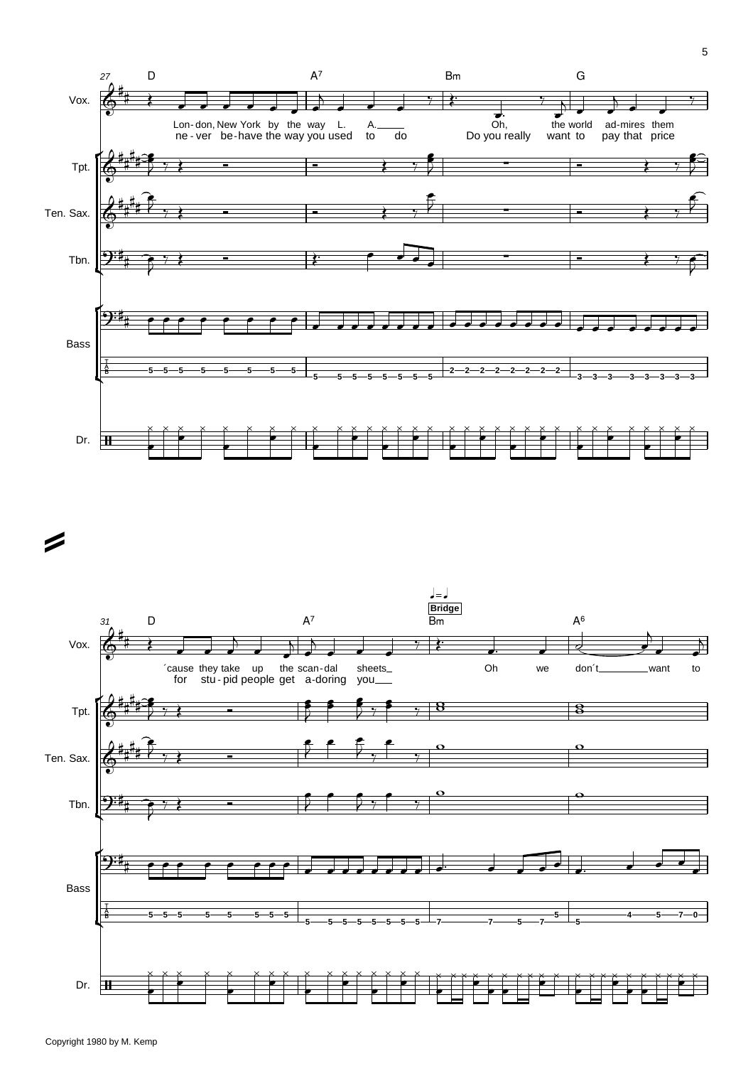27 D A7 Bm G

Vox.

Lon-don, New York by the way L. A.___ Oh, the world ad-mires them
ne - ver be-have the way you used to do Do you really want to pay that price

Tpt.

Ten. Sax.

Tbn.

Bass

Dr.

31 D A7 Bm A6

♩=♩

**Bridge**

Vox.

´cause they take up the scan-dal sheets_ Oh we don´t_______ want to
for stu - pid people get a-doring you___

Tpt.

Ten. Sax.

Tbn.

Bass

Dr.

Copyright 1980 by M. Kemp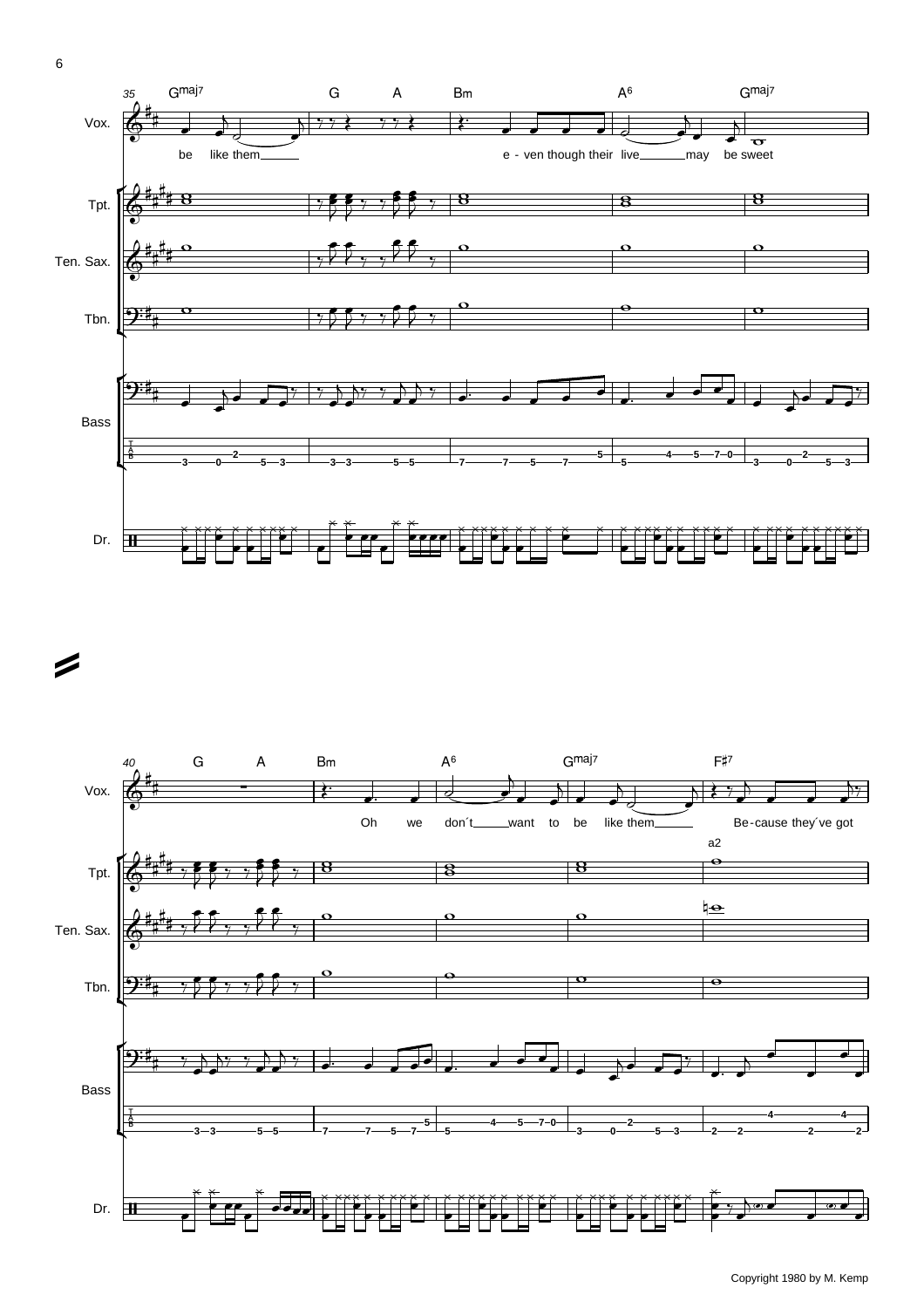35

Gmaj7 G A Bm A6 Gmaj7

Vox.

be like them e - ven though their live may be sweet

Tpt.

Ten. Sax.

Tbn.

Bass

3 0 2 5 3 3 3 5 5 7 7 5 7 5 5 4 5 7 0 3 0 2 5 3

Dr.

40

G A Bm A6 Gmaj7 F♯7

Vox.

Oh we don´t want to be like them Be-cause they´ve got

a2

Tpt.

Ten. Sax.

Tbn.

Bass

3 3 5 5 7 7 5 7 5 5 4 5 7 0 3 0 2 5 3 2 2 4 2 4 2

Dr.

Copyright 1980 by M. Kemp